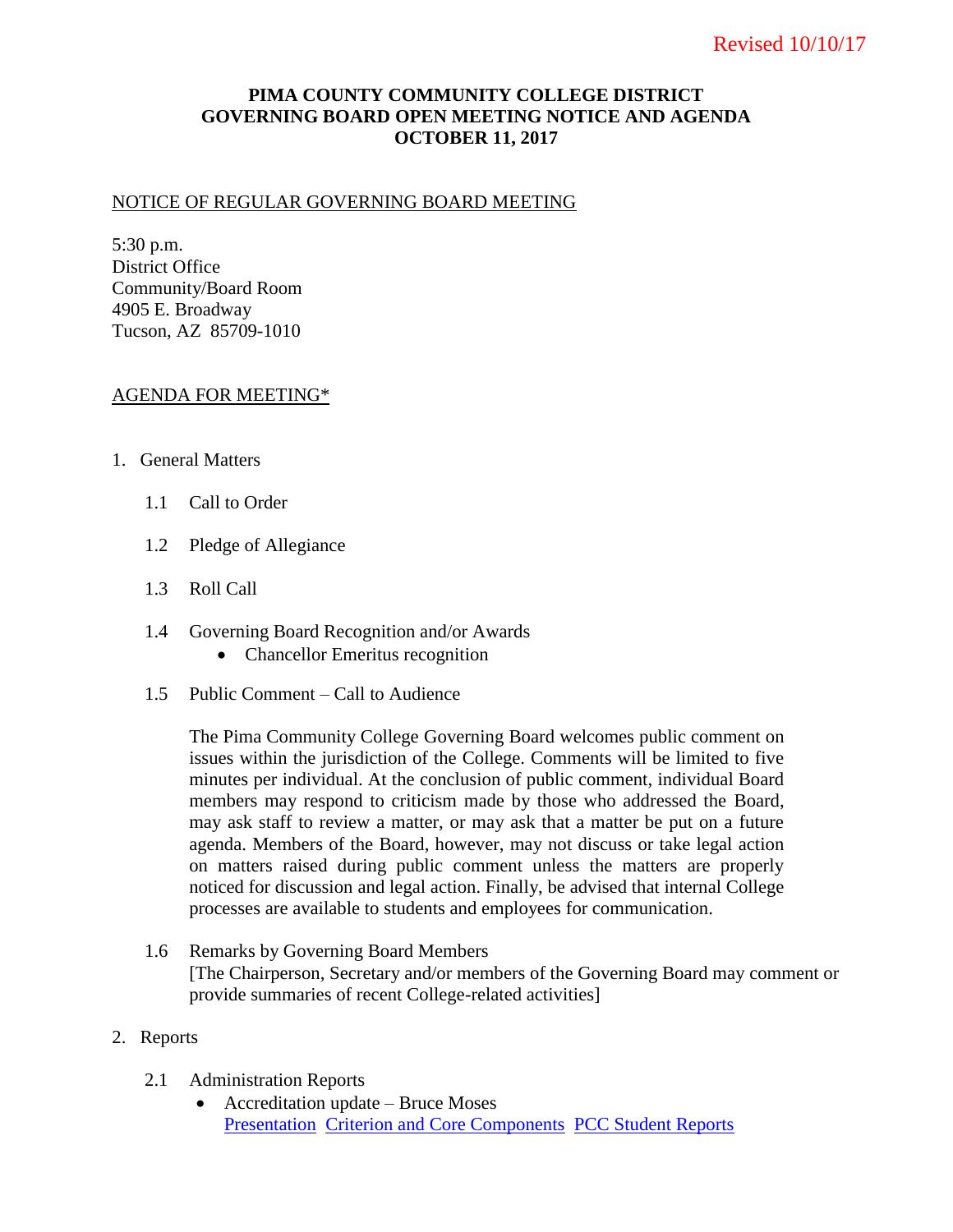Revised 10/10/17

# PIMA COUNTY COMMUNITY COLLEGE DISTRICT
# GOVERNING BOARD OPEN MEETING NOTICE AND AGENDA
# OCTOBER 11, 2017

## NOTICE OF REGULAR GOVERNING BOARD MEETING

5:30 p.m.
District Office
Community/Board Room
4905 E. Broadway
Tucson, AZ 85709-1010

## AGENDA FOR MEETING*

1. General Matters

   1.1 Call to Order

   1.2 Pledge of Allegiance

   1.3 Roll Call

   1.4 Governing Board Recognition and/or Awards
   - Chancellor Emeritus recognition

   1.5 Public Comment – Call to Audience

   The Pima Community College Governing Board welcomes public comment on issues within the jurisdiction of the College. Comments will be limited to five minutes per individual. At the conclusion of public comment, individual Board members may respond to criticism made by those who addressed the Board, may ask staff to review a matter, or may ask that a matter be put on a future agenda. Members of the Board, however, may not discuss or take legal action on matters raised during public comment unless the matters are properly noticed for discussion and legal action. Finally, be advised that internal College processes are available to students and employees for communication.

   1.6 Remarks by Governing Board Members
   [The Chairperson, Secretary and/or members of the Governing Board may comment or provide summaries of recent College-related activities]

2. Reports

   2.1 Administration Reports
   - Accreditation update – Bruce Moses
     Presentation Criterion and Core Components PCC Student Reports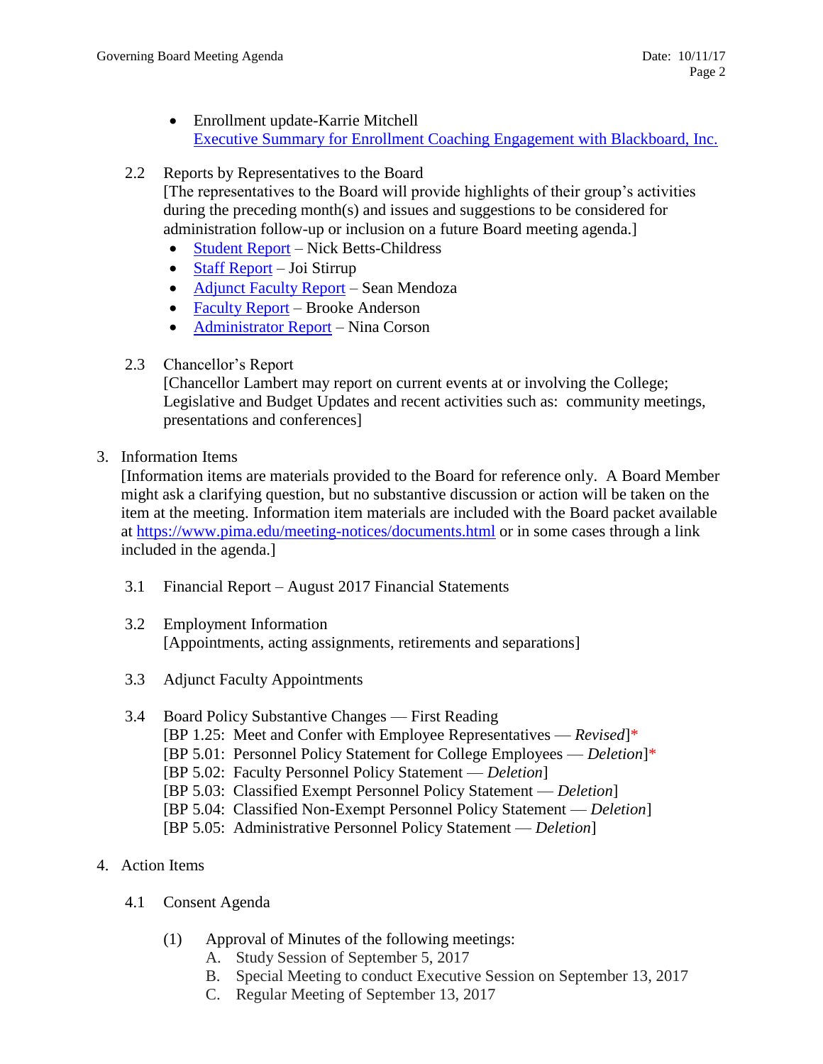- Enrollment update-Karrie Mitchell
  Executive Summary for Enrollment Coaching Engagement with Blackboard, Inc.

2.2 Reports by Representatives to the Board
[The representatives to the Board will provide highlights of their group's activities during the preceding month(s) and issues and suggestions to be considered for administration follow-up or inclusion on a future Board meeting agenda.]

- Student Report – Nick Betts-Childress
- Staff Report – Joi Stirrup
- Adjunct Faculty Report – Sean Mendoza
- Faculty Report – Brooke Anderson
- Administrator Report – Nina Corson

2.3 Chancellor's Report
[Chancellor Lambert may report on current events at or involving the College; Legislative and Budget Updates and recent activities such as: community meetings, presentations and conferences]

3. Information Items
[Information items are materials provided to the Board for reference only. A Board Member might ask a clarifying question, but no substantive discussion or action will be taken on the item at the meeting. Information item materials are included with the Board packet available at https://www.pima.edu/meeting-notices/documents.html or in some cases through a link included in the agenda.]

3.1 Financial Report – August 2017 Financial Statements

3.2 Employment Information
[Appointments, acting assignments, retirements and separations]

3.3 Adjunct Faculty Appointments

3.4 Board Policy Substantive Changes — First Reading
[BP 1.25: Meet and Confer with Employee Representatives — *Revised*]*
[BP 5.01: Personnel Policy Statement for College Employees — *Deletion*]*
[BP 5.02: Faculty Personnel Policy Statement — *Deletion*]
[BP 5.03: Classified Exempt Personnel Policy Statement — *Deletion*]
[BP 5.04: Classified Non-Exempt Personnel Policy Statement — *Deletion*]
[BP 5.05: Administrative Personnel Policy Statement — *Deletion*]

4. Action Items

4.1 Consent Agenda

(1) Approval of Minutes of the following meetings:
A. Study Session of September 5, 2017
B. Special Meeting to conduct Executive Session on September 13, 2017
C. Regular Meeting of September 13, 2017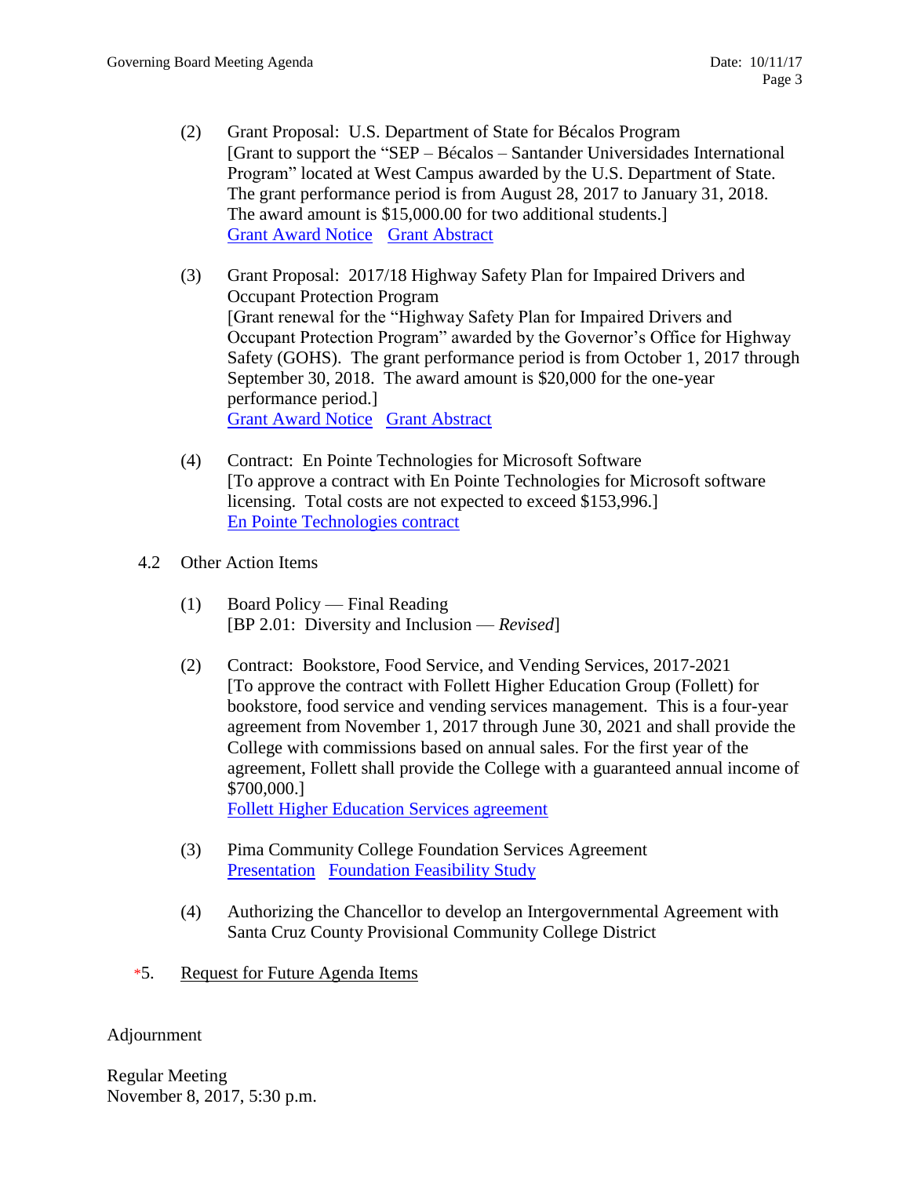(2) Grant Proposal: U.S. Department of State for Bécalos Program
[Grant to support the "SEP – Bécalos – Santander Universidades International Program" located at West Campus awarded by the U.S. Department of State. The grant performance period is from August 28, 2017 to January 31, 2018. The award amount is $15,000.00 for two additional students.]
Grant Award Notice Grant Abstract

(3) Grant Proposal: 2017/18 Highway Safety Plan for Impaired Drivers and Occupant Protection Program
[Grant renewal for the "Highway Safety Plan for Impaired Drivers and Occupant Protection Program" awarded by the Governor's Office for Highway Safety (GOHS). The grant performance period is from October 1, 2017 through September 30, 2018. The award amount is $20,000 for the one-year performance period.]
Grant Award Notice Grant Abstract

(4) Contract: En Pointe Technologies for Microsoft Software
[To approve a contract with En Pointe Technologies for Microsoft software licensing. Total costs are not expected to exceed $153,996.]
En Pointe Technologies contract

4.2 Other Action Items

(1) Board Policy — Final Reading
[BP 2.01: Diversity and Inclusion — *Revised*]

(2) Contract: Bookstore, Food Service, and Vending Services, 2017-2021
[To approve the contract with Follett Higher Education Group (Follett) for bookstore, food service and vending services management. This is a four-year agreement from November 1, 2017 through June 30, 2021 and shall provide the College with commissions based on annual sales. For the first year of the agreement, Follett shall provide the College with a guaranteed annual income of $700,000.]
Follett Higher Education Services agreement

(3) Pima Community College Foundation Services Agreement
Presentation Foundation Feasibility Study

(4) Authorizing the Chancellor to develop an Intergovernmental Agreement with Santa Cruz County Provisional Community College District

*5. Request for Future Agenda Items

Adjournment

Regular Meeting
November 8, 2017, 5:30 p.m.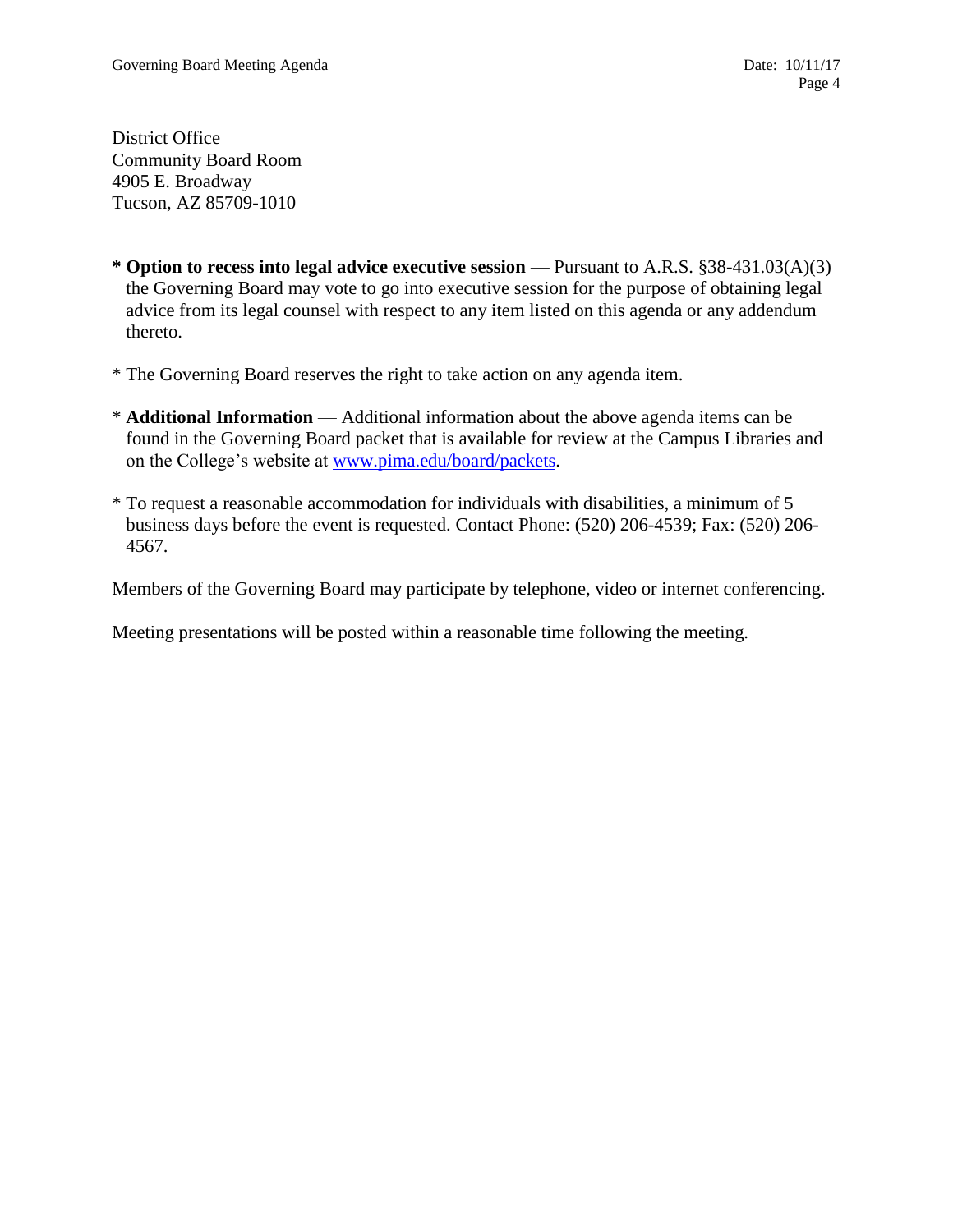District Office
Community Board Room
4905 E. Broadway
Tucson, AZ 85709-1010

* **Option to recess into legal advice executive session** — Pursuant to A.R.S. §38-431.03(A)(3) the Governing Board may vote to go into executive session for the purpose of obtaining legal advice from its legal counsel with respect to any item listed on this agenda or any addendum thereto.

* The Governing Board reserves the right to take action on any agenda item.

* **Additional Information** — Additional information about the above agenda items can be found in the Governing Board packet that is available for review at the Campus Libraries and on the College's website at [www.pima.edu/board/packets](http://www.pima.edu/board/packets).

* To request a reasonable accommodation for individuals with disabilities, a minimum of 5 business days before the event is requested. Contact Phone: (520) 206-4539; Fax: (520) 206-4567.

Members of the Governing Board may participate by telephone, video or internet conferencing.

Meeting presentations will be posted within a reasonable time following the meeting.